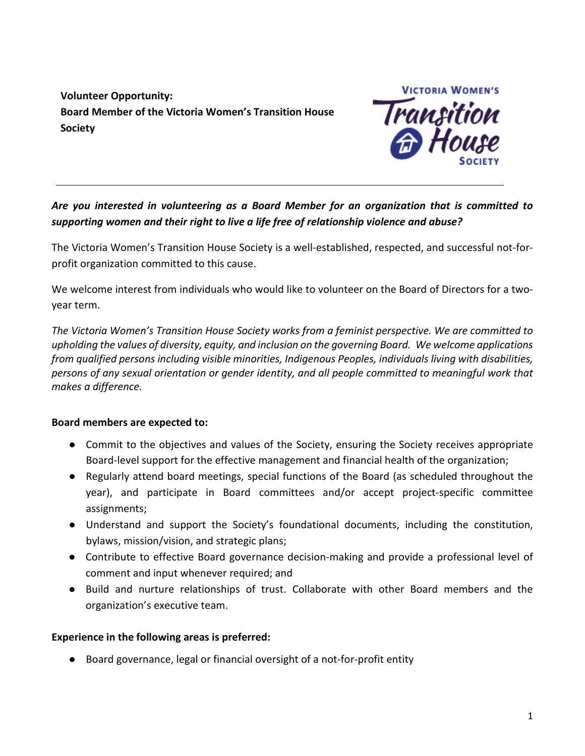**Volunteer Opportunity:**
**Board Member of the Victoria Women's Transition House Society**

---

***Are you interested in volunteering as a Board Member for an organization that is committed to supporting women and their right to live a life free of relationship violence and abuse?***

The Victoria Women's Transition House Society is a well-established, respected, and successful not-for-profit organization committed to this cause.

We welcome interest from individuals who would like to volunteer on the Board of Directors for a two-year term.

*The Victoria Women's Transition House Society works from a feminist perspective. We are committed to upholding the values of diversity, equity, and inclusion on the governing Board. We welcome applications from qualified persons including visible minorities, Indigenous Peoples, individuals living with disabilities, persons of any sexual orientation or gender identity, and all people committed to meaningful work that makes a difference.*

**Board members are expected to:**

- Commit to the objectives and values of the Society, ensuring the Society receives appropriate Board-level support for the effective management and financial health of the organization;
- Regularly attend board meetings, special functions of the Board (as scheduled throughout the year), and participate in Board committees and/or accept project-specific committee assignments;
- Understand and support the Society's foundational documents, including the constitution, bylaws, mission/vision, and strategic plans;
- Contribute to effective Board governance decision-making and provide a professional level of comment and input whenever required; and
- Build and nurture relationships of trust. Collaborate with other Board members and the organization's executive team.

**Experience in the following areas is preferred:**

- Board governance, legal or financial oversight of a not-for-profit entity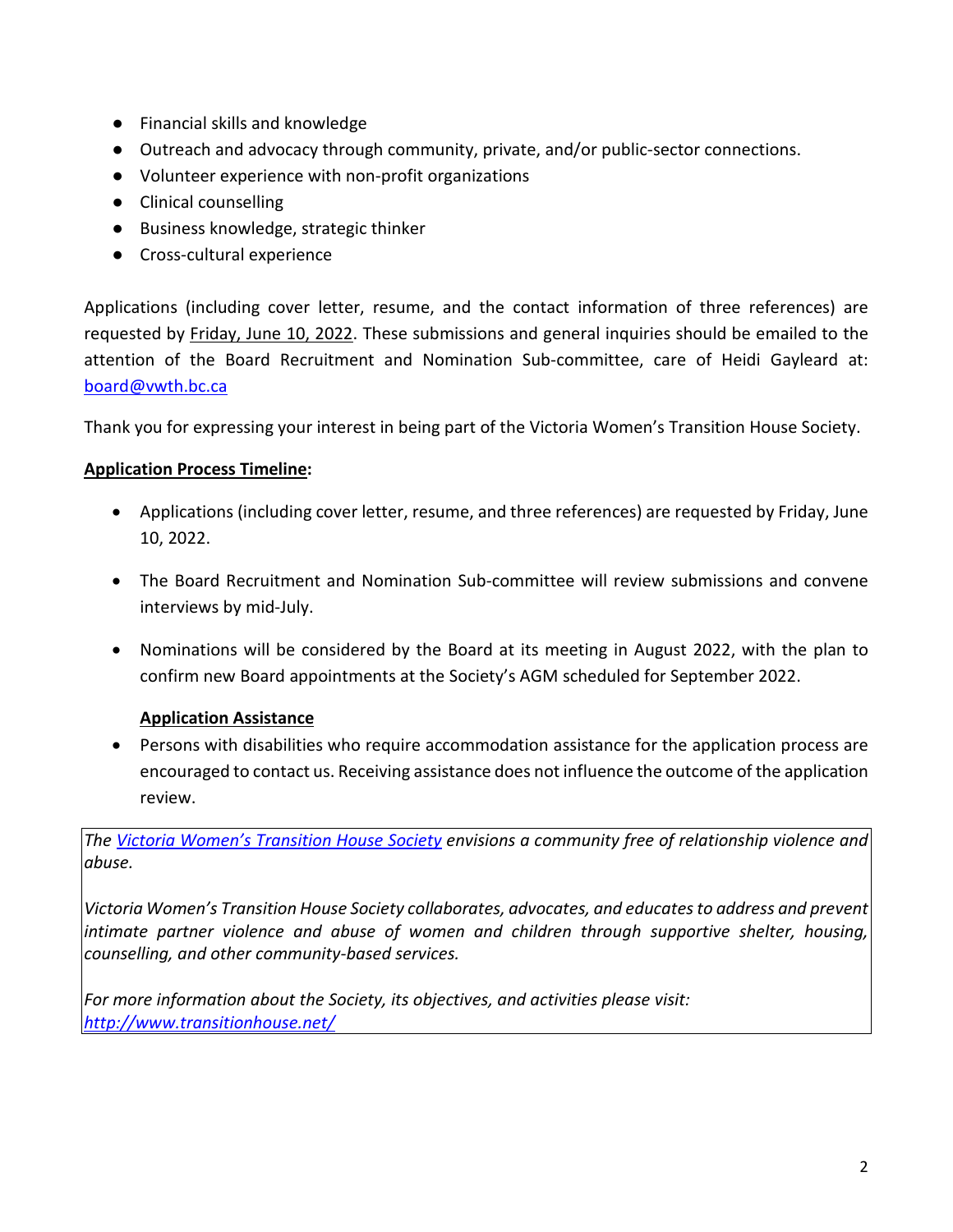- Financial skills and knowledge
- Outreach and advocacy through community, private, and/or public-sector connections.
- Volunteer experience with non-profit organizations
- Clinical counselling
- Business knowledge, strategic thinker
- Cross-cultural experience

Applications (including cover letter, resume, and the contact information of three references) are requested by Friday, June 10, 2022. These submissions and general inquiries should be emailed to the attention of the Board Recruitment and Nomination Sub-committee, care of Heidi Gayleard at: [board@vwth.bc.ca](mailto:board@vwth.bc.ca)

Thank you for expressing your interest in being part of the Victoria Women's Transition House Society.

**Application Process Timeline:**

- Applications (including cover letter, resume, and three references) are requested by Friday, June 10, 2022.
- The Board Recruitment and Nomination Sub-committee will review submissions and convene interviews by mid-July.
- Nominations will be considered by the Board at its meeting in August 2022, with the plan to confirm new Board appointments at the Society's AGM scheduled for September 2022.

**Application Assistance**

- Persons with disabilities who require accommodation assistance for the application process are encouraged to contact us. Receiving assistance does not influence the outcome of the application review.

*The [Victoria Women's Transition House Society](http://www.transitionhouse.net/) envisions a community free of relationship violence and abuse.*

*Victoria Women's Transition House Society collaborates, advocates, and educates to address and prevent intimate partner violence and abuse of women and children through supportive shelter, housing, counselling, and other community-based services.*

*For more information about the Society, its objectives, and activities please visit: [http://www.transitionhouse.net/](http://www.transitionhouse.net/)*